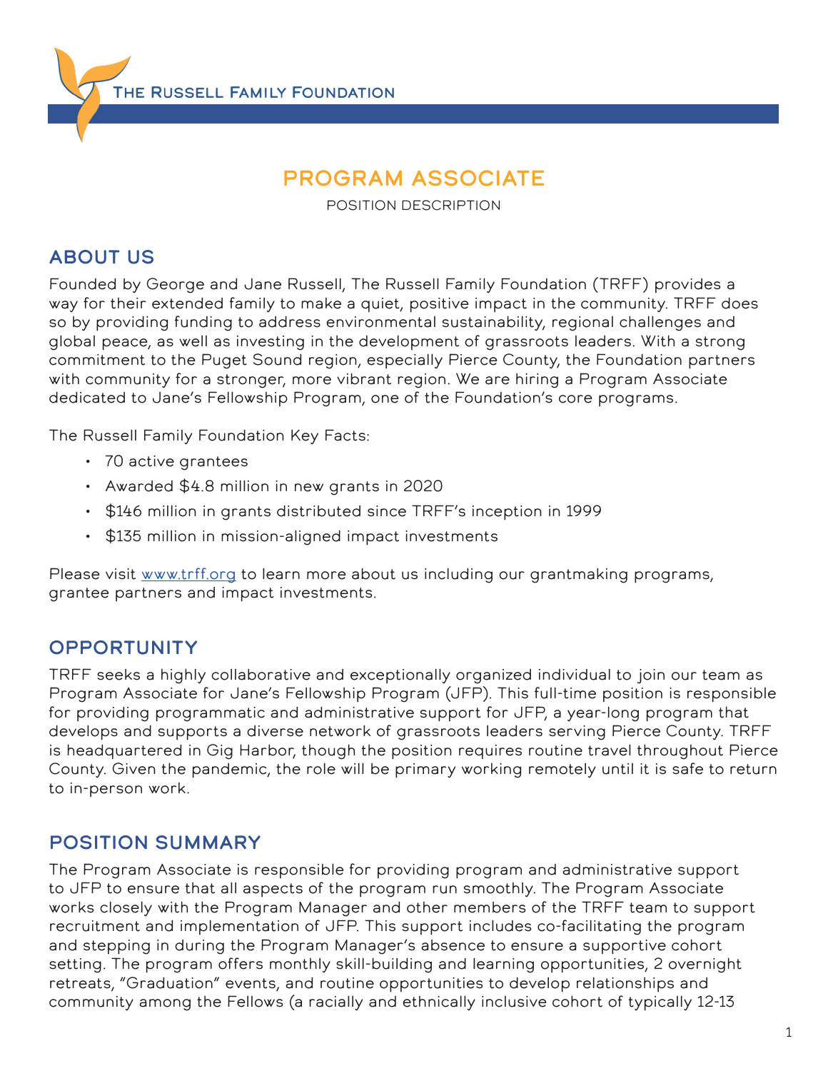The Russell Family Foundation

# PROGRAM ASSOCIATE

POSITION DESCRIPTION

## ABOUT US

Founded by George and Jane Russell, The Russell Family Foundation (TRFF) provides a way for their extended family to make a quiet, positive impact in the community. TRFF does so by providing funding to address environmental sustainability, regional challenges and global peace, as well as investing in the development of grassroots leaders. With a strong commitment to the Puget Sound region, especially Pierce County, the Foundation partners with community for a stronger, more vibrant region. We are hiring a Program Associate dedicated to Jane's Fellowship Program, one of the Foundation's core programs.

The Russell Family Foundation Key Facts:

- 70 active grantees
- Awarded $4.8 million in new grants in 2020
- $146 million in grants distributed since TRFF's inception in 1999
- $135 million in mission-aligned impact investments

Please visit www.trff.org to learn more about us including our grantmaking programs, grantee partners and impact investments.

## OPPORTUNITY

TRFF seeks a highly collaborative and exceptionally organized individual to join our team as Program Associate for Jane's Fellowship Program (JFP). This full-time position is responsible for providing programmatic and administrative support for JFP, a year-long program that develops and supports a diverse network of grassroots leaders serving Pierce County. TRFF is headquartered in Gig Harbor, though the position requires routine travel throughout Pierce County. Given the pandemic, the role will be primary working remotely until it is safe to return to in-person work.

## POSITION SUMMARY

The Program Associate is responsible for providing program and administrative support to JFP to ensure that all aspects of the program run smoothly. The Program Associate works closely with the Program Manager and other members of the TRFF team to support recruitment and implementation of JFP. This support includes co-facilitating the program and stepping in during the Program Manager's absence to ensure a supportive cohort setting. The program offers monthly skill-building and learning opportunities, 2 overnight retreats, "Graduation" events, and routine opportunities to develop relationships and community among the Fellows (a racially and ethnically inclusive cohort of typically 12-13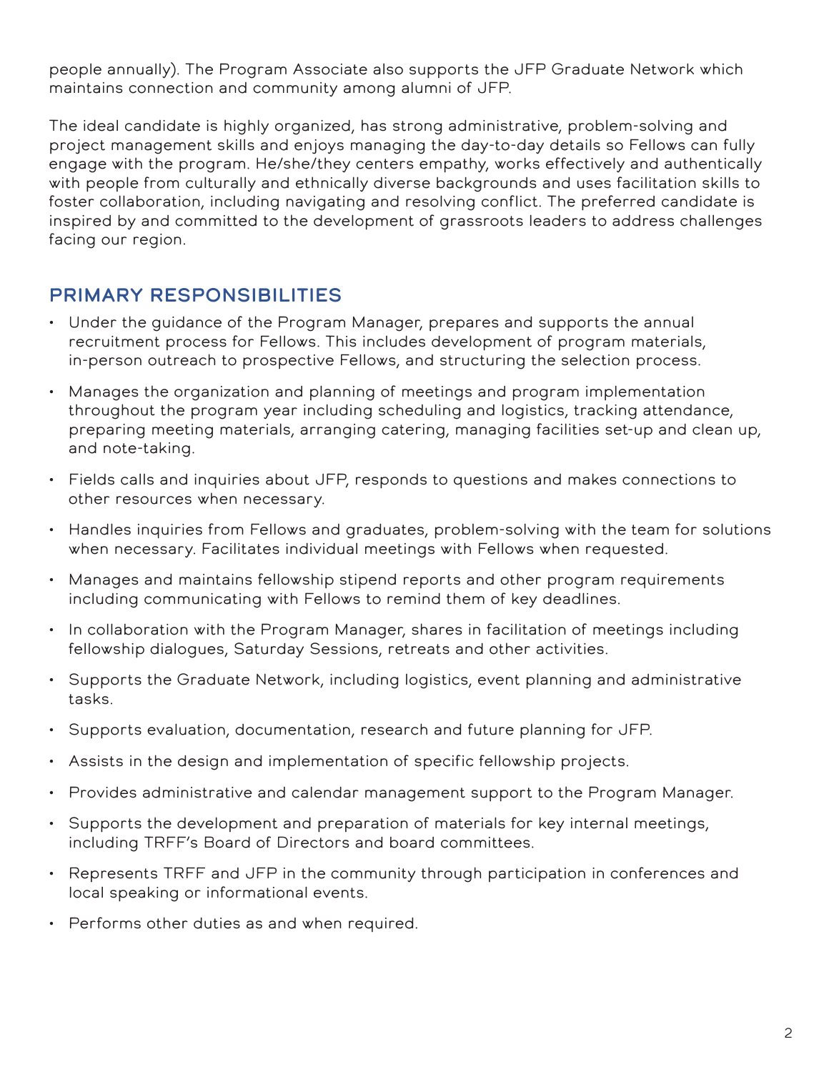people annually). The Program Associate also supports the JFP Graduate Network which maintains connection and community among alumni of JFP.

The ideal candidate is highly organized, has strong administrative, problem-solving and project management skills and enjoys managing the day-to-day details so Fellows can fully engage with the program. He/she/they centers empathy, works effectively and authentically with people from culturally and ethnically diverse backgrounds and uses facilitation skills to foster collaboration, including navigating and resolving conflict. The preferred candidate is inspired by and committed to the development of grassroots leaders to address challenges facing our region.

## PRIMARY RESPONSIBILITIES

- Under the guidance of the Program Manager, prepares and supports the annual recruitment process for Fellows. This includes development of program materials, in-person outreach to prospective Fellows, and structuring the selection process.
- Manages the organization and planning of meetings and program implementation throughout the program year including scheduling and logistics, tracking attendance, preparing meeting materials, arranging catering, managing facilities set-up and clean up, and note-taking.
- Fields calls and inquiries about JFP, responds to questions and makes connections to other resources when necessary.
- Handles inquiries from Fellows and graduates, problem-solving with the team for solutions when necessary. Facilitates individual meetings with Fellows when requested.
- Manages and maintains fellowship stipend reports and other program requirements including communicating with Fellows to remind them of key deadlines.
- In collaboration with the Program Manager, shares in facilitation of meetings including fellowship dialogues, Saturday Sessions, retreats and other activities.
- Supports the Graduate Network, including logistics, event planning and administrative tasks.
- Supports evaluation, documentation, research and future planning for JFP.
- Assists in the design and implementation of specific fellowship projects.
- Provides administrative and calendar management support to the Program Manager.
- Supports the development and preparation of materials for key internal meetings, including TRFF's Board of Directors and board committees.
- Represents TRFF and JFP in the community through participation in conferences and local speaking or informational events.
- Performs other duties as and when required.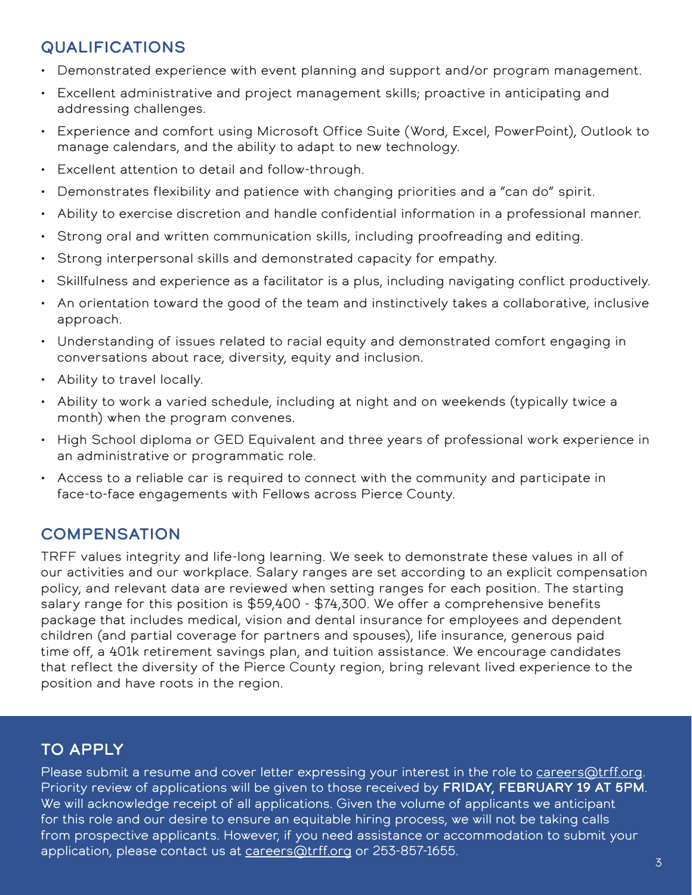## QUALIFICATIONS

- Demonstrated experience with event planning and support and/or program management.
- Excellent administrative and project management skills; proactive in anticipating and addressing challenges.
- Experience and comfort using Microsoft Office Suite (Word, Excel, PowerPoint), Outlook to manage calendars, and the ability to adapt to new technology.
- Excellent attention to detail and follow-through.
- Demonstrates flexibility and patience with changing priorities and a "can do" spirit.
- Ability to exercise discretion and handle confidential information in a professional manner.
- Strong oral and written communication skills, including proofreading and editing.
- Strong interpersonal skills and demonstrated capacity for empathy.
- Skillfulness and experience as a facilitator is a plus, including navigating conflict productively.
- An orientation toward the good of the team and instinctively takes a collaborative, inclusive approach.
- Understanding of issues related to racial equity and demonstrated comfort engaging in conversations about race, diversity, equity and inclusion.
- Ability to travel locally.
- Ability to work a varied schedule, including at night and on weekends (typically twice a month) when the program convenes.
- High School diploma or GED Equivalent and three years of professional work experience in an administrative or programmatic role.
- Access to a reliable car is required to connect with the community and participate in face-to-face engagements with Fellows across Pierce County.

## COMPENSATION

TRFF values integrity and life-long learning. We seek to demonstrate these values in all of our activities and our workplace. Salary ranges are set according to an explicit compensation policy, and relevant data are reviewed when setting ranges for each position. The starting salary range for this position is $59,400 - $74,300. We offer a comprehensive benefits package that includes medical, vision and dental insurance for employees and dependent children (and partial coverage for partners and spouses), life insurance, generous paid time off, a 401k retirement savings plan, and tuition assistance. We encourage candidates that reflect the diversity of the Pierce County region, bring relevant lived experience to the position and have roots in the region.

## TO APPLY

Please submit a resume and cover letter expressing your interest in the role to careers@trff.org. Priority review of applications will be given to those received by **FRIDAY, FEBRUARY 19 AT 5PM**. We will acknowledge receipt of all applications. Given the volume of applicants we anticipant for this role and our desire to ensure an equitable hiring process, we will not be taking calls from prospective applicants. However, if you need assistance or accommodation to submit your application, please contact us at careers@trff.org or 253-857-1655.